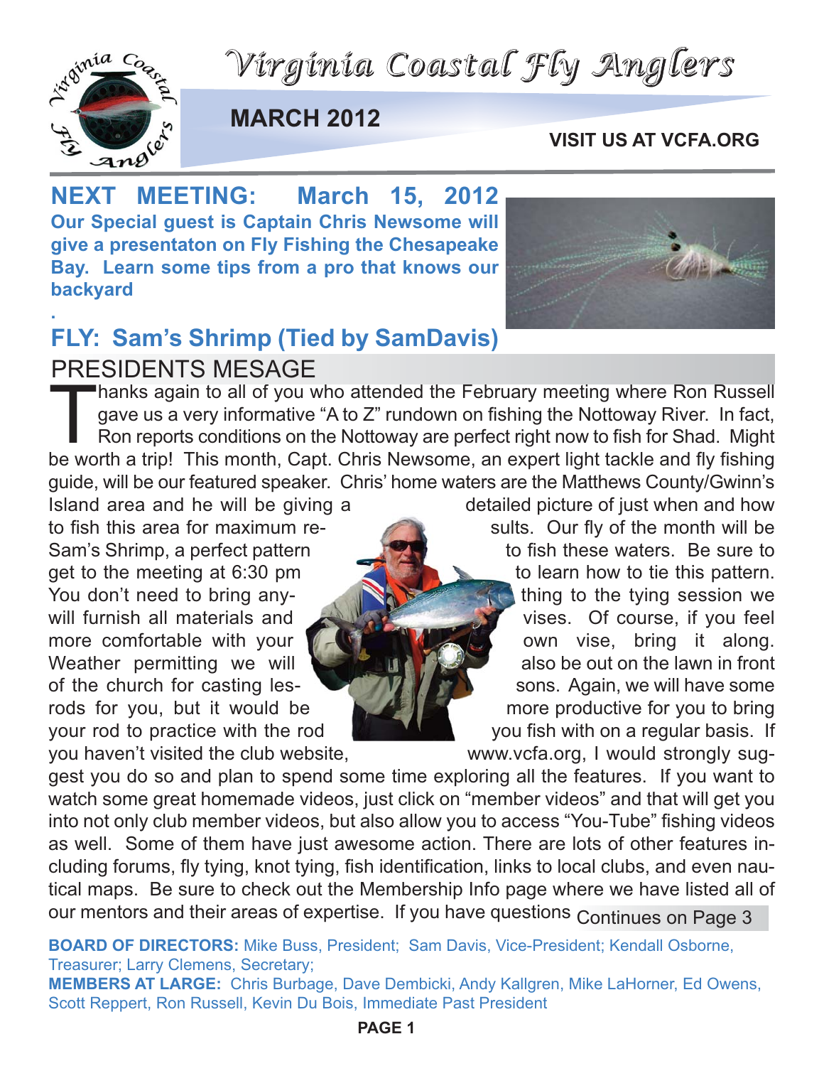# Virginia Coastal Fly Anglers

**MARCH 2012**

**VISIT US AT VCFA.ORG**

## NEXT MEETING: March 15, 2012

**Our Special guest is Captain Chris Newsome will give a presentaton on Fly Fishing the Chesapeake Bay. Learn some tips from a pro that knows our backyard**

.

## FLY: Sam's Shrimp (Tied by SamDavis)

## PRESIDENTS MESAGE

Thanks again to all of you who attended the February meeting where Ron Russell gave us a very informative "A to Z" rundown on fishing the Nottoway River. In fact, Ron reports conditions on the Nottoway are perfect right now to fish for Shad. Might be worth a trip! This month, Capt. Chris Newsome, an expert light tackle and fly fishing guide, will be our featured speaker. Chris' home waters are the Matthews County/Gwinn's Island area and he will be giving a detailed picture of just when and how to fish this area for maximum results. Our fly of the month will be Sam's Shrimp, a perfect pattern to fish these waters. Be sure to get to the meeting at 6:30 pm to learn how to tie this pattern. You don't need to bring anything to the tying session we will furnish all materials and vises. Of course, if you feel more comfortable with your own vise, bring it along. Weather permitting we will also be out on the lawn in front of the church for casting lessons. Again, we will have some rods for you, but it would be more productive for you to bring your rod to practice with the rod you fish with on a regular basis. If you haven't visited the club website, www.vcfa.org, I would strongly suggest you do so and plan to spend some time exploring all the features. If you want to watch some great homemade videos, just click on "member videos" and that will get you into not only club member videos, but also allow you to access "You-Tube" fishing videos as well. Some of them have just awesome action. There are lots of other features including forums, fly tying, knot tying, fish identification, links to local clubs, and even nautical maps. Be sure to check out the Membership Info page where we have listed all of our mentors and their areas of expertise. If you have questions Continues on Page 3

**BOARD OF DIRECTORS:** Mike Buss, President; Sam Davis, Vice-President; Kendall Osborne, Treasurer; Larry Clemens, Secretary;

**MEMBERS AT LARGE:** Chris Burbage, Dave Dembicki, Andy Kallgren, Mike LaHorner, Ed Owens, Scott Reppert, Ron Russell, Kevin Du Bois, Immediate Past President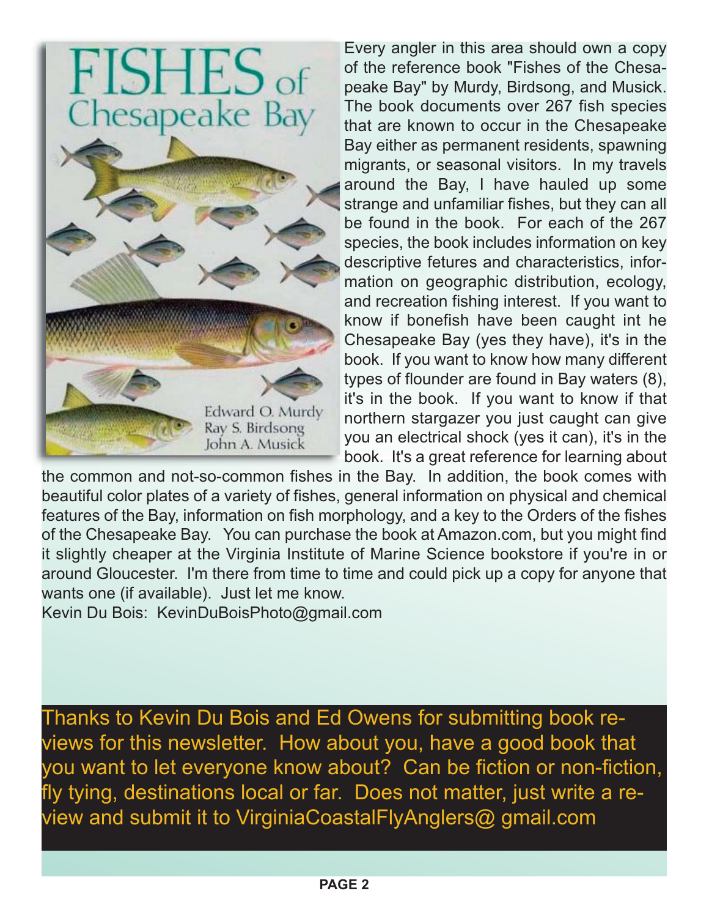Every angler in this area should own a copy of the reference book "Fishes of the Chesapeake Bay" by Murdy, Birdsong, and Musick. The book documents over 267 fish species that are known to occur in the Chesapeake Bay either as permanent residents, spawning migrants, or seasonal visitors. In my travels around the Bay, I have hauled up some strange and unfamiliar fishes, but they can all be found in the book. For each of the 267 species, the book includes information on key descriptive fetures and characteristics, information on geographic distribution, ecology, and recreation fishing interest. If you want to know if bonefish have been caught int he Chesapeake Bay (yes they have), it's in the book. If you want to know how many different types of flounder are found in Bay waters (8), it's in the book. If you want to know if that northern stargazer you just caught can give you an electrical shock (yes it can), it's in the book. It's a great reference for learning about the common and not-so-common fishes in the Bay. In addition, the book comes with beautiful color plates of a variety of fishes, general information on physical and chemical features of the Bay, information on fish morphology, and a key to the Orders of the fishes of the Chesapeake Bay. You can purchase the book at Amazon.com, but you might find it slightly cheaper at the Virginia Institute of Marine Science bookstore if you're in or around Gloucester. I'm there from time to time and could pick up a copy for anyone that wants one (if available). Just let me know.

Kevin Du Bois: KevinDuBoisPhoto@gmail.com

Thanks to Kevin Du Bois and Ed Owens for submitting book reviews for this newsletter. How about you, have a good book that you want to let everyone know about? Can be fiction or non-fiction, fly tying, destinations local or far. Does not matter, just write a review and submit it to VirginiaCoastalFlyAnglers@ gmail.com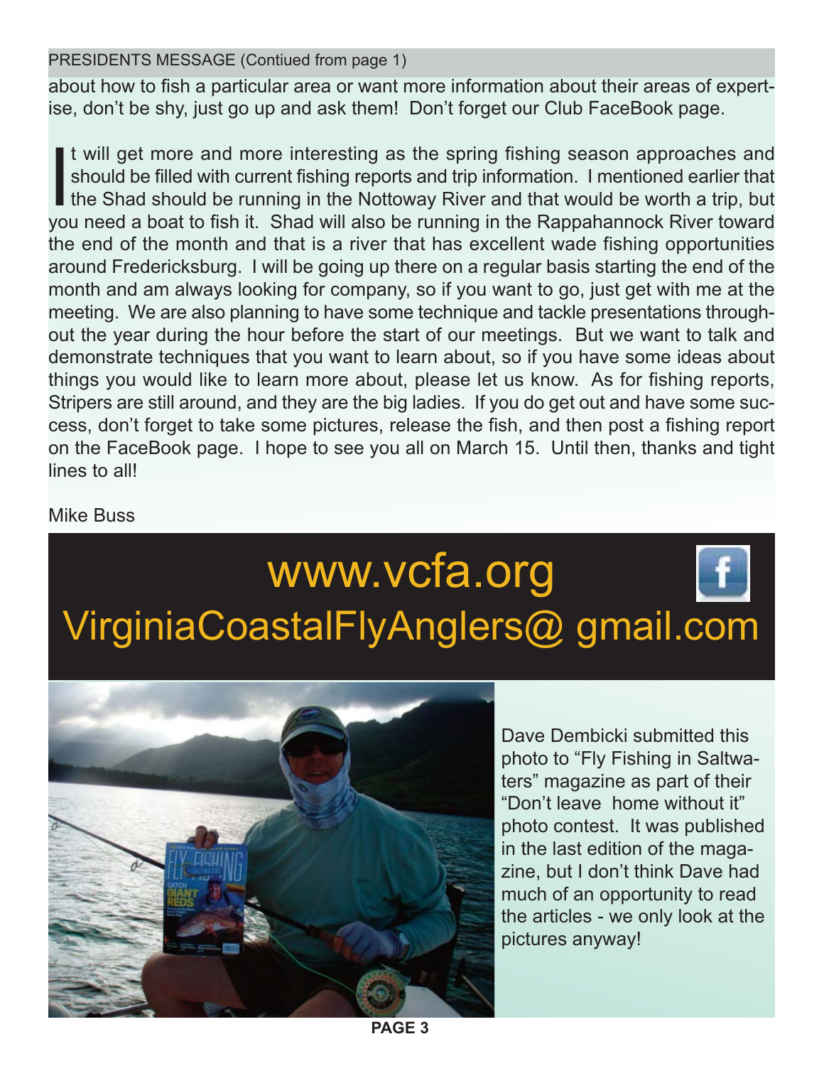PRESIDENTS MESSAGE (Contiued from page 1)

about how to fish a particular area or want more information about their areas of expertise, don't be shy, just go up and ask them! Don't forget our Club FaceBook page.

It will get more and more interesting as the spring fishing season approaches and should be filled with current fishing reports and trip information. I mentioned earlier that the Shad should be running in the Nottoway River and that would be worth a trip, but you need a boat to fish it. Shad will also be running in the Rappahannock River toward the end of the month and that is a river that has excellent wade fishing opportunities around Fredericksburg. I will be going up there on a regular basis starting the end of the month and am always looking for company, so if you want to go, just get with me at the meeting. We are also planning to have some technique and tackle presentations throughout the year during the hour before the start of our meetings. But we want to talk and demonstrate techniques that you want to learn about, so if you have some ideas about things you would like to learn more about, please let us know. As for fishing reports, Stripers are still around, and they are the big ladies. If you do get out and have some success, don't forget to take some pictures, release the fish, and then post a fishing report on the FaceBook page. I hope to see you all on March 15. Until then, thanks and tight lines to all!

Mike Buss

## www.vcfa.org

## VirginiaCoastalFlyAnglers@ gmail.com

Dave Dembicki submitted this photo to "Fly Fishing in Saltwaters" magazine as part of their "Don't leave home without it" photo contest. It was published in the last edition of the magazine, but I don't think Dave had much of an opportunity to read the articles - we only look at the pictures anyway!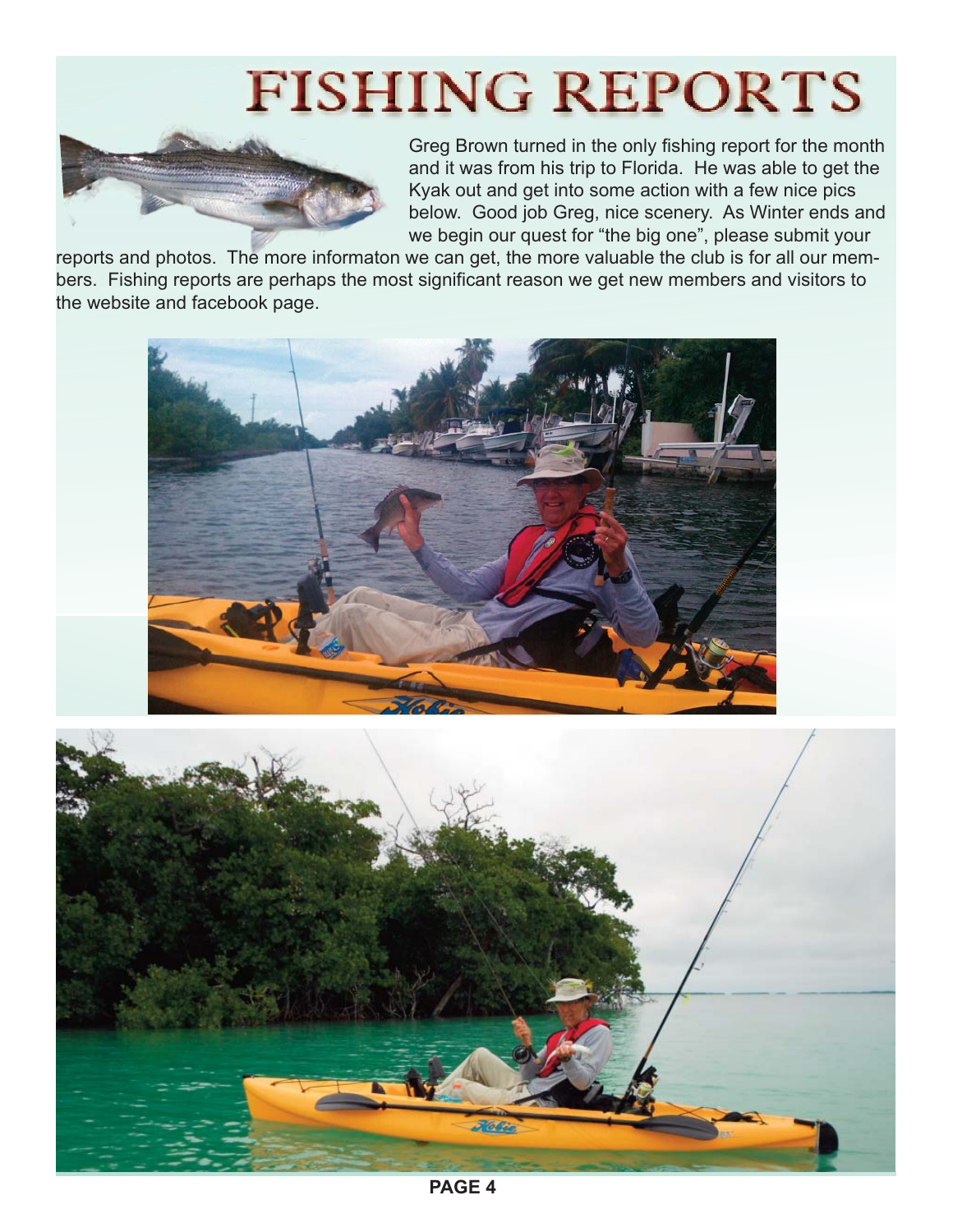# FISHING REPORTS

Greg Brown turned in the only fishing report for the month and it was from his trip to Florida. He was able to get the Kyak out and get into some action with a few nice pics below. Good job Greg, nice scenery. As Winter ends and we begin our quest for "the big one", please submit your reports and photos. The more informaton we can get, the more valuable the club is for all our members. Fishing reports are perhaps the most significant reason we get new members and visitors to the website and facebook page.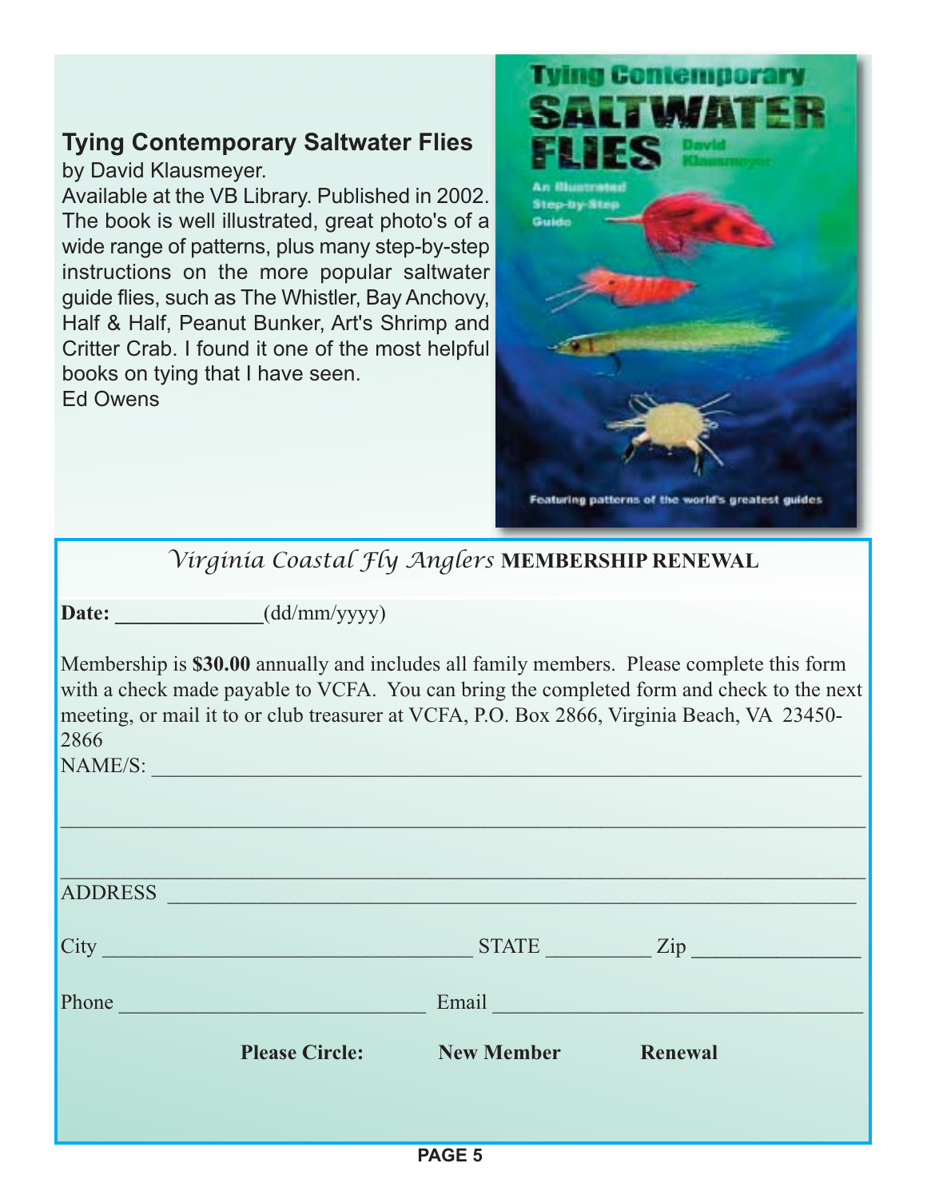### Tying Contemporary Saltwater Flies

by David Klausmeyer.

Available at the VB Library. Published in 2002. The book is well illustrated, great photo's of a wide range of patterns, plus many step-by-step instructions on the more popular saltwater guide flies, such as The Whistler, Bay Anchovy, Half & Half, Peanut Bunker, Art's Shrimp and Critter Crab. I found it one of the most helpful books on tying that I have seen.

Ed Owens

## *Virginia Coastal Fly Anglers* MEMBERSHIP RENEWAL

**Date: _____________**(dd/mm/yyyy)

Membership is **$30.00** annually and includes all family members. Please complete this form with a check made payable to VCFA. You can bring the completed form and check to the next meeting, or mail it to or club treasurer at VCFA, P.O. Box 2866, Virginia Beach, VA 23450-2866

NAME/S: ______________________________________________________________

______________________________________________________________________

______________________________________________________________________

ADDRESS ______________________________________________________________

City _______________________________ STATE _________ Zip _______________

Phone ___________________________ Email ________________________________

**Please Circle:** **New Member** **Renewal**